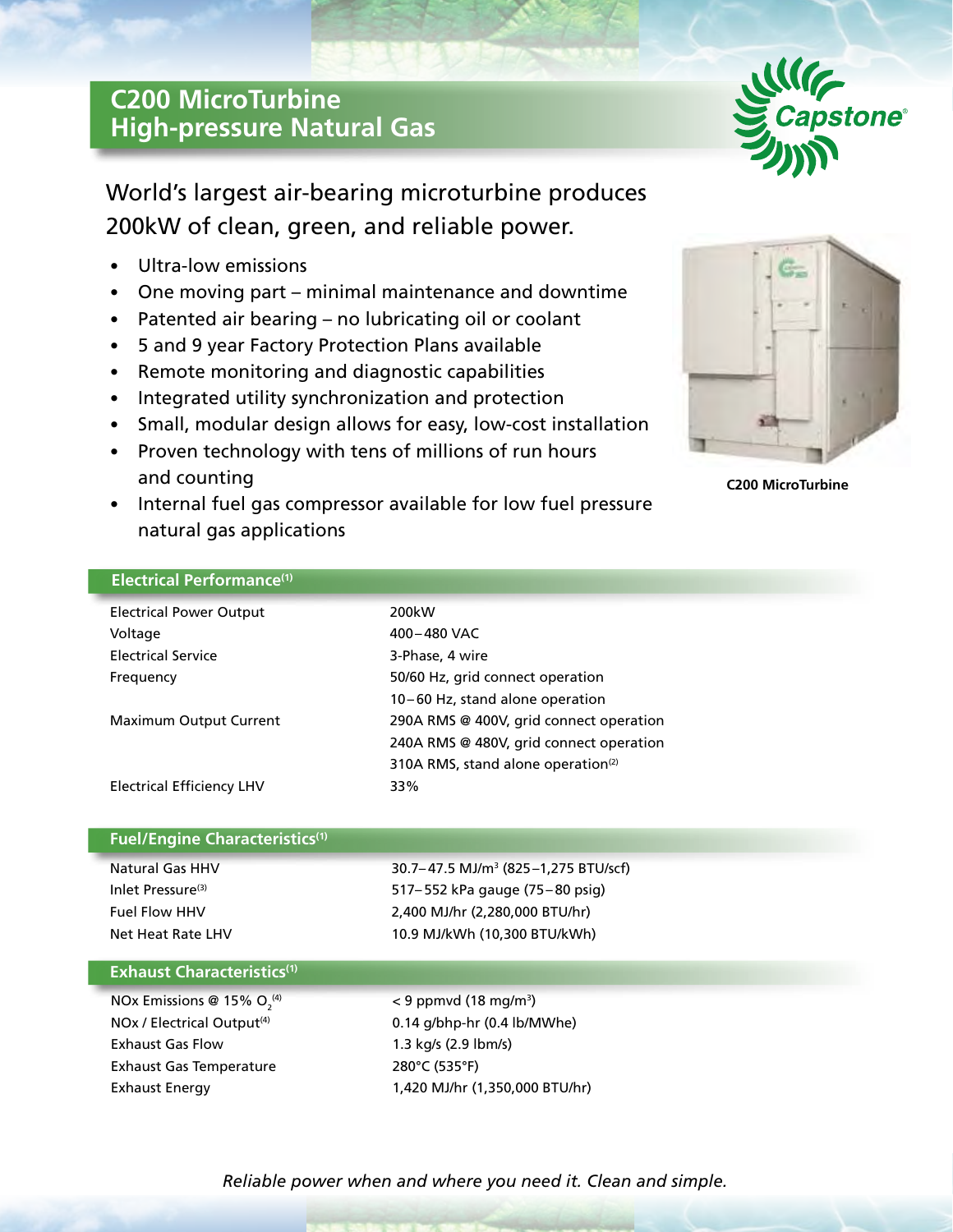# C200 MicroTurbine
# High-pressure Natural Gas

## World's largest air-bearing microturbine produces 200kW of clean, green, and reliable power.

- Ultra-low emissions
- One moving part – minimal maintenance and downtime
- Patented air bearing – no lubricating oil or coolant
- 5 and 9 year Factory Protection Plans available
- Remote monitoring and diagnostic capabilities
- Integrated utility synchronization and protection
- Small, modular design allows for easy, low-cost installation
- Proven technology with tens of millions of run hours and counting
- Internal fuel gas compressor available for low fuel pressure natural gas applications

C200 MicroTurbine

### Electrical Performance[1]

| | |
|---|---|
| Electrical Power Output | 200kW |
| Voltage | 400–480 VAC |
| Electrical Service | 3-Phase, 4 wire |
| Frequency | 50/60 Hz, grid connect operation<br>10–60 Hz, stand alone operation |
| Maximum Output Current | 290A RMS @ 400V, grid connect operation<br>240A RMS @ 480V, grid connect operation<br>310A RMS, stand alone operation[2] |
| Electrical Efficiency LHV | 33% |

### Fuel/Engine Characteristics[1]

| | |
|---|---|
| Natural Gas HHV | 30.7–47.5 MJ/m$^3$ (825–1,275 BTU/scf) |
| Inlet Pressure[3] | 517–552 kPa gauge (75–80 psig) |
| Fuel Flow HHV | 2,400 MJ/hr (2,280,000 BTU/hr) |
| Net Heat Rate LHV | 10.9 MJ/kWh (10,300 BTU/kWh) |

### Exhaust Characteristics[1]

| | |
|---|---|
| NOx Emissions @ 15% $O_2$[4] | < 9 ppmvd (18 mg/m$^3$) |
| NOx / Electrical Output[4] | 0.14 g/bhp-hr (0.4 lb/MWhe) |
| Exhaust Gas Flow | 1.3 kg/s (2.9 lbm/s) |
| Exhaust Gas Temperature | 280°C (535°F) |
| Exhaust Energy | 1,420 MJ/hr (1,350,000 BTU/hr) |

*Reliable power when and where you need it. Clean and simple.*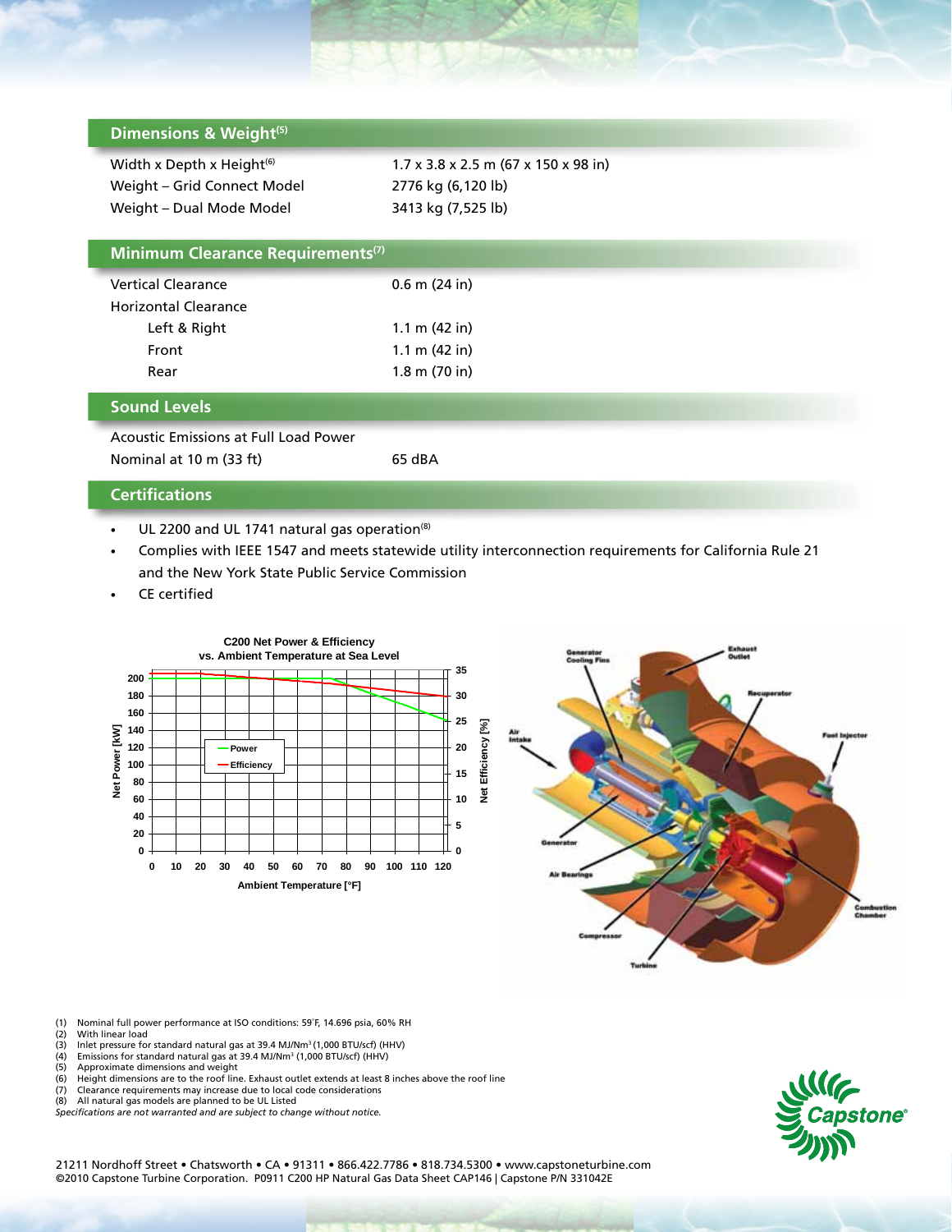## Dimensions & Weight[5]

| | |
|---|---|
| Width x Depth x Height[6] | 1.7 x 3.8 x 2.5 m (67 x 150 x 98 in) |
| Weight – Grid Connect Model | 2776 kg (6,120 lb) |
| Weight – Dual Mode Model | 3413 kg (7,525 lb) |

## Minimum Clearance Requirements[7]

| | |
|---|---|
| Vertical Clearance | 0.6 m (24 in) |
| Horizontal Clearance | |
| Left & Right | 1.1 m (42 in) |
| Front | 1.1 m (42 in) |
| Rear | 1.8 m (70 in) |

## Sound Levels

| | |
|---|---|
| Acoustic Emissions at Full Load Power | |
| Nominal at 10 m (33 ft) | 65 dBA |

## Certifications

- UL 2200 and UL 1741 natural gas operation[8]
- Complies with IEEE 1547 and meets statewide utility interconnection requirements for California Rule 21 and the New York State Public Service Commission
- CE certified

C200 Net Power & Efficiency
vs. Ambient Temperature at Sea Level

Net Power [kW]
0 20 40 60 80 100 120 140 160 180 200

Net Efficiency [%]
0 5 10 15 20 25 30 35

Ambient Temperature [°F]
0 10 20 30 40 50 60 70 80 90 100 110 120

Power
Efficiency

Generator Cooling Fins
Exhaust Outlet
Recuperator
Fuel Injector
Air Intake
Generator
Air Bearings
Combustion Chamber
Compressor
Turbine

(1) Nominal full power performance at ISO conditions: 59°F, 14.696 psia, 60% RH
(2) With linear load
(3) Inlet pressure for standard natural gas at 39.4 MJ/Nm³ (1,000 BTU/scf) (HHV)
(4) Emissions for standard natural gas at 39.4 MJ/Nm³ (1,000 BTU/scf) (HHV)
(5) Approximate dimensions and weight
(6) Height dimensions are to the roof line. Exhaust outlet extends at least 8 inches above the roof line
(7) Clearance requirements may increase due to local code considerations
(8) All natural gas models are planned to be UL Listed

*Specifications are not warranted and are subject to change without notice.*

Capstone®

21211 Nordhoff Street • Chatsworth • CA • 91311 • 866.422.7786 • 818.734.5300 • www.capstoneturbine.com
©2010 Capstone Turbine Corporation. P0911 C200 HP Natural Gas Data Sheet CAP146 | Capstone P/N 331042E